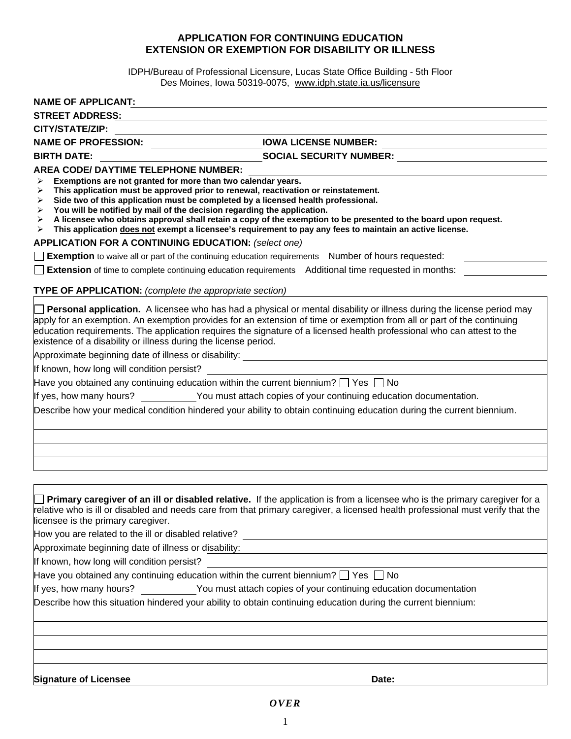# APPLICATION FOR CONTINUING EDUCATION EXTENSION OR EXEMPTION FOR DISABILITY OR ILLNESS

IDPH/Bureau of Professional Licensure, Lucas State Office Building - 5th Floor
Des Moines, Iowa 50319-0075, www.idph.state.ia.us/licensure

**NAME OF APPLICANT:** ______________________________

**STREET ADDRESS:** ______________________________

**CITY/STATE/ZIP:** ______________________________

**NAME OF PROFESSION:** ______________ **IOWA LICENSE NUMBER:** ______________

**BIRTH DATE:** ______________ **SOCIAL SECURITY NUMBER:** ______________

**AREA CODE/ DAYTIME TELEPHONE NUMBER:** ______________

- **Exemptions are not granted for more than two calendar years.**
- **This application must be approved prior to renewal, reactivation or reinstatement.**
- **Side two of this application must be completed by a licensed health professional.**
- **You will be notified by mail of the decision regarding the application.**
- **A licensee who obtains approval shall retain a copy of the exemption to be presented to the board upon request.**
- **This application does not exempt a licensee's requirement to pay any fees to maintain an active license.**

**APPLICATION FOR A CONTINUING EDUCATION:** *(select one)*

☐ **Exemption** to waive all or part of the continuing education requirements Number of hours requested: ______________

☐ **Extension** of time to complete continuing education requirements Additional time requested in months: ______________

**TYPE OF APPLICATION:** *(complete the appropriate section)*

☐ **Personal application.** A licensee who has had a physical or mental disability or illness during the license period may apply for an exemption. An exemption provides for an extension of time or exemption from all or part of the continuing education requirements. The application requires the signature of a licensed health professional who can attest to the existence of a disability or illness during the license period.

Approximate beginning date of illness or disability: ______________________________

If known, how long will condition persist? ______________________________

Have you obtained any continuing education within the current biennium? ☐ Yes ☐ No

If yes, how many hours? __________ You must attach copies of your continuing education documentation.

Describe how your medical condition hindered your ability to obtain continuing education during the current biennium.

______________________________

______________________________

______________________________

______________________________

☐ **Primary caregiver of an ill or disabled relative.** If the application is from a licensee who is the primary caregiver for a relative who is ill or disabled and needs care from that primary caregiver, a licensed health professional must verify that the licensee is the primary caregiver.

How you are related to the ill or disabled relative? ______________________________

Approximate beginning date of illness or disability: ______________________________

If known, how long will condition persist? ______________________________

Have you obtained any continuing education within the current biennium? ☐ Yes ☐ No

If yes, how many hours? __________ You must attach copies of your continuing education documentation

Describe how this situation hindered your ability to obtain continuing education during the current biennium:

______________________________

______________________________

______________________________

______________________________

**Signature of Licensee** ______________________________ **Date:** ______________

***OVER***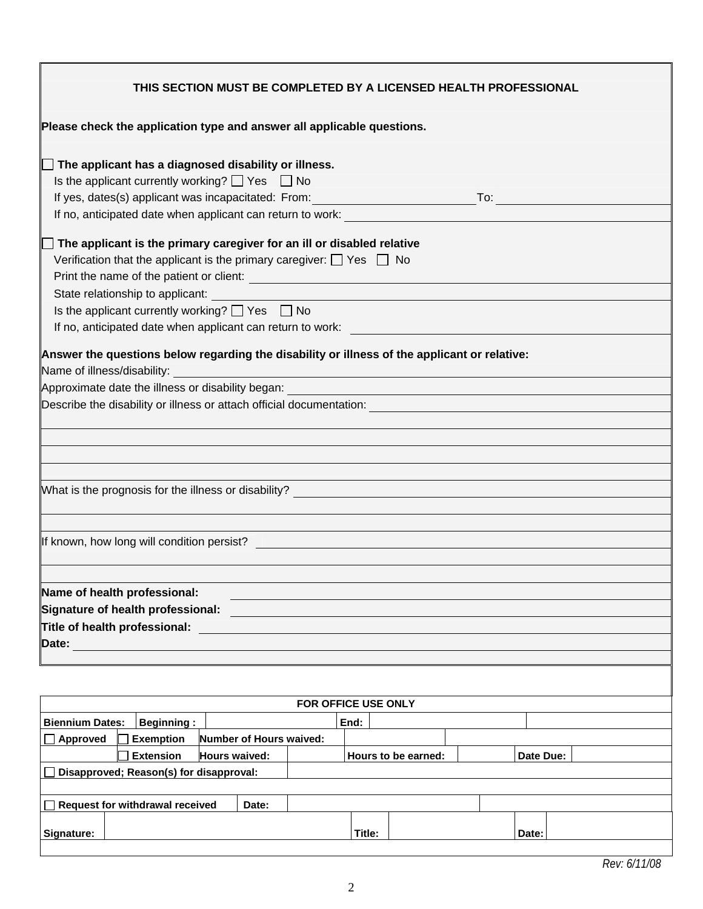**THIS SECTION MUST BE COMPLETED BY A LICENSED HEALTH PROFESSIONAL**

**Please check the application type and answer all applicable questions.**

☐ **The applicant has a diagnosed disability or illness.**

Is the applicant currently working? ☐ Yes ☐ No

If yes, dates(s) applicant was incapacitated: From: ______________________ To: ______________________

If no, anticipated date when applicant can return to work: ______________________

☐ **The applicant is the primary caregiver for an ill or disabled relative**

Verification that the applicant is the primary caregiver: ☐ Yes ☐ No

Print the name of the patient or client: ______________________

State relationship to applicant: ______________________

Is the applicant currently working? ☐ Yes ☐ No

If no, anticipated date when applicant can return to work: ______________________

**Answer the questions below regarding the disability or illness of the applicant or relative:**

Name of illness/disability: ______________________

Approximate date the illness or disability began: ______________________

Describe the disability or illness or attach official documentation: ______________________

What is the prognosis for the illness or disability? ______________________

If known, how long will condition persist? ______________________

**Name of health professional:** ______________________

**Signature of health professional:** ______________________

**Title of health professional:** ______________________

**Date:** ______________________

| FOR OFFICE USE ONLY | | | | | | | |
|---|---|---|---|---|---|---|---|
| **Biennium Dates:** | **Beginning :** | | | **End:** | | | |
| ☐ **Approved** | ☐ **Exemption** | **Number of Hours waived:** | | | | | |
| | ☐ **Extension** | **Hours waived:** | | **Hours to be earned:** | | **Date Due:** | |
| ☐ **Disapproved; Reason(s) for disapproval:** | | | | | | | |
| ☐ **Request for withdrawal received** | | **Date:** | | | | | |
| **Signature:** | | | | **Title:** | | **Date:** | |

*Rev: 6/11/08*